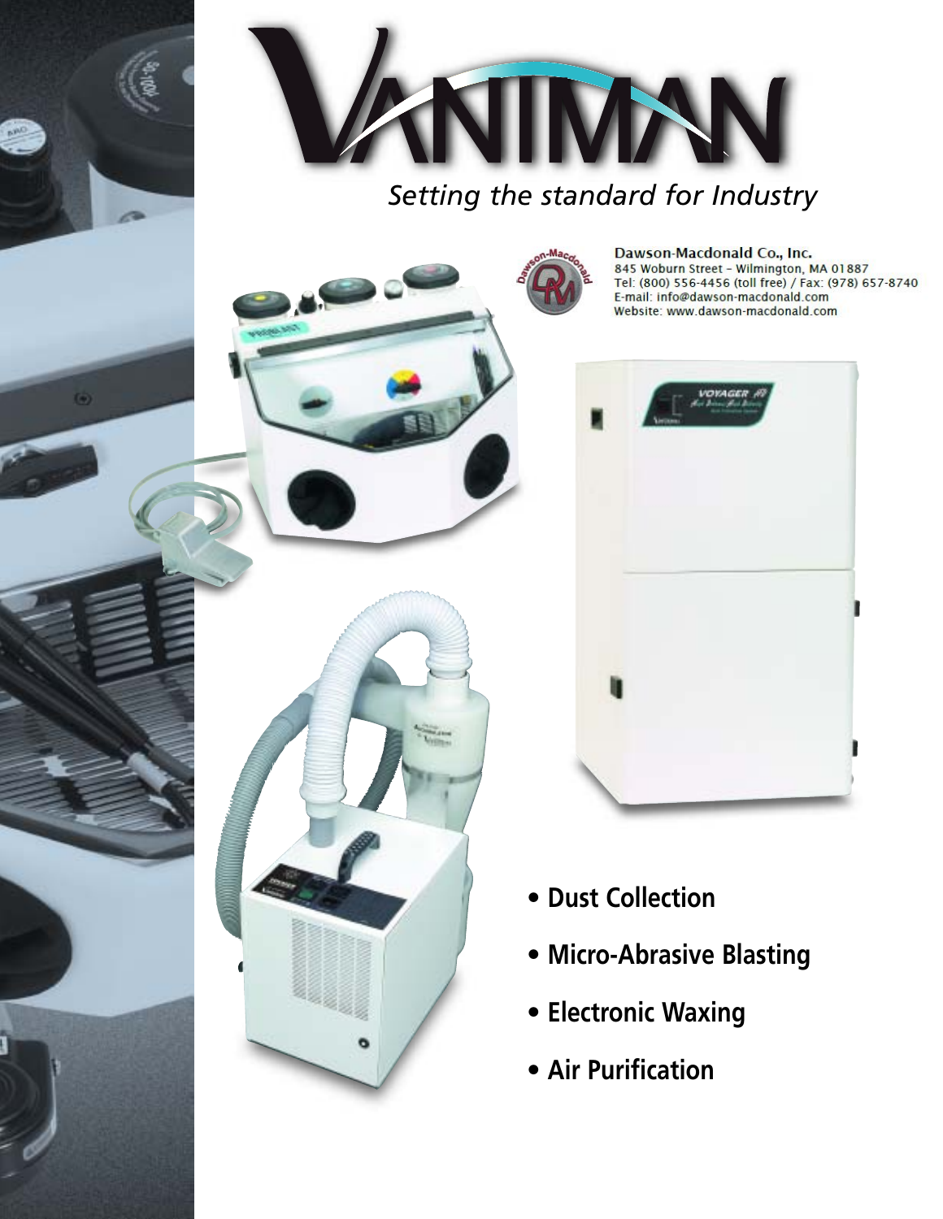# VANIMAN

*Setting the standard for Industry*

**Dawson-Macdonald Co., Inc.**
845 Woburn Street – Wilmington, MA 01887
Tel: (800) 556-4456 (toll free) / Fax: (978) 657-8740
E-mail: info@dawson-macdonald.com
Website: www.dawson-macdonald.com

- **Dust Collection**
- **Micro-Abrasive Blasting**
- **Electronic Waxing**
- **Air Purification**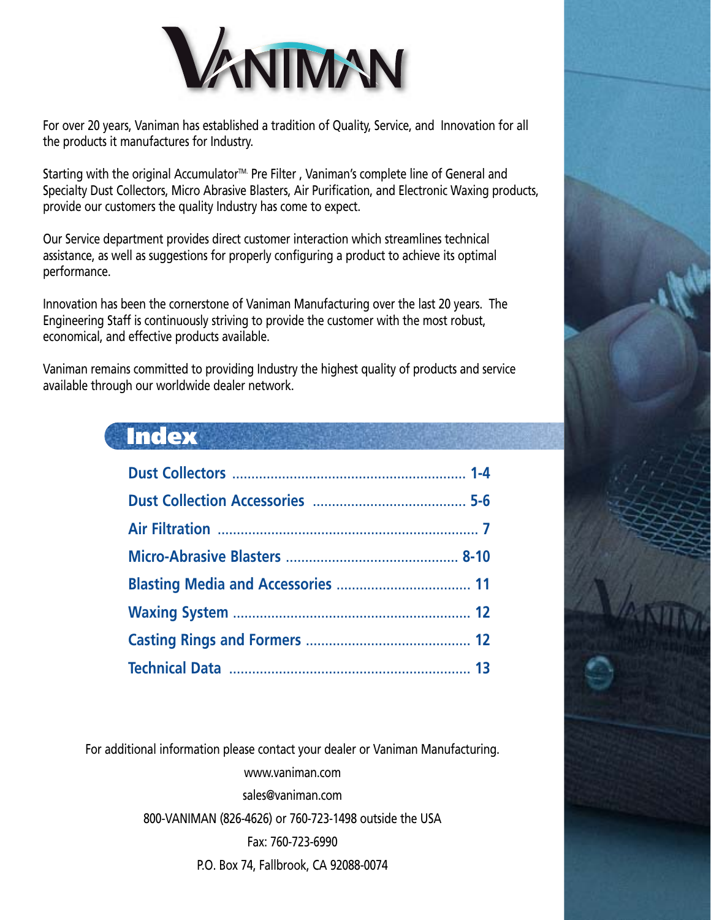# VANIMAN

For over 20 years, Vaniman has established a tradition of Quality, Service, and Innovation for all the products it manufactures for Industry.

Starting with the original Accumulator™ Pre Filter , Vaniman's complete line of General and Specialty Dust Collectors, Micro Abrasive Blasters, Air Purification, and Electronic Waxing products, provide our customers the quality Industry has come to expect.

Our Service department provides direct customer interaction which streamlines technical assistance, as well as suggestions for properly configuring a product to achieve its optimal performance.

Innovation has been the cornerstone of Vaniman Manufacturing over the last 20 years. The Engineering Staff is continuously striving to provide the customer with the most robust, economical, and effective products available.

Vaniman remains committed to providing Industry the highest quality of products and service available through our worldwide dealer network.

## Index

- **Dust Collectors** ........................ 1-4
- **Dust Collection Accessories** ........................ 5-6
- **Air Filtration** ........................ 7
- **Micro-Abrasive Blasters** ........................ 8-10
- **Blasting Media and Accessories** ........................ 11
- **Waxing System** ........................ 12
- **Casting Rings and Formers** ........................ 12
- **Technical Data** ........................ 13

For additional information please contact your dealer or Vaniman Manufacturing.

www.vaniman.com

sales@vaniman.com

800-VANIMAN (826-4626) or 760-723-1498 outside the USA

Fax: 760-723-6990

P.O. Box 74, Fallbrook, CA 92088-0074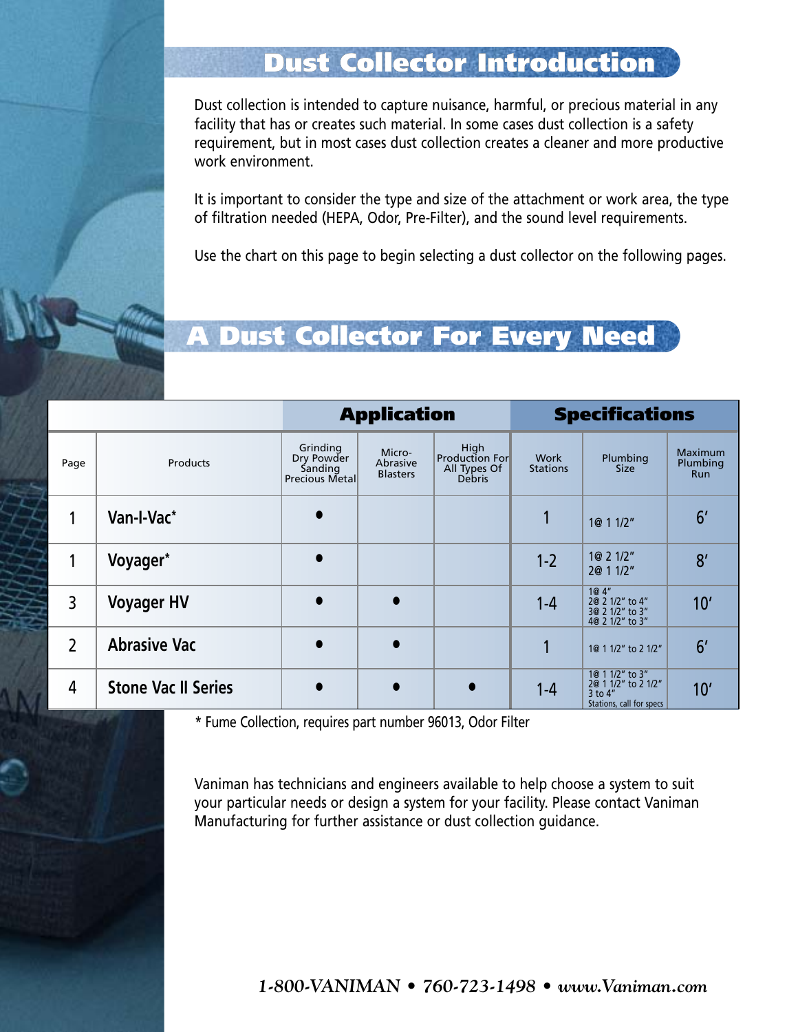## Dust Collector Introduction

Dust collection is intended to capture nuisance, harmful, or precious material in any facility that has or creates such material. In some cases dust collection is a safety requirement, but in most cases dust collection creates a cleaner and more productive work environment.

It is important to consider the type and size of the attachment or work area, the type of filtration needed (HEPA, Odor, Pre-Filter), and the sound level requirements.

Use the chart on this page to begin selecting a dust collector on the following pages.

## A Dust Collector For Every Need

| | | Application | | | Specifications | | |
|---|---|---|---|---|---|---|---|
| Page | Products | Grinding Dry Powder Sanding Precious Metal | Micro-Abrasive Blasters | High Production For All Types Of Debris | Work Stations | Plumbing Size | Maximum Plumbing Run |
| 1 | Van-I-Vac* | • | | | 1 | 1@ 1 1/2" | 6' |
| 1 | Voyager* | • | | | 1-2 | 1@ 2 1/2"<br>2@ 1 1/2" | 8' |
| 3 | Voyager HV | • | • | | 1-4 | 1@ 4"<br>2@ 2 1/2" to 4"<br>3@ 2 1/2" to 3"<br>4@ 2 1/2" to 3" | 10' |
| 2 | Abrasive Vac | • | • | | 1 | 1@ 1 1/2" to 2 1/2" | 6' |
| 4 | Stone Vac II Series | • | • | • | 1-4 | 1@ 1 1/2" to 3"<br>2@ 1 1/2" to 2 1/2"<br>3 to 4"<br>Stations, call for specs | 10' |

\* Fume Collection, requires part number 96013, Odor Filter

Vaniman has technicians and engineers available to help choose a system to suit your particular needs or design a system for your facility. Please contact Vaniman Manufacturing for further assistance or dust collection guidance.

*1-800-VANIMAN • 760-723-1498 • www.Vaniman.com*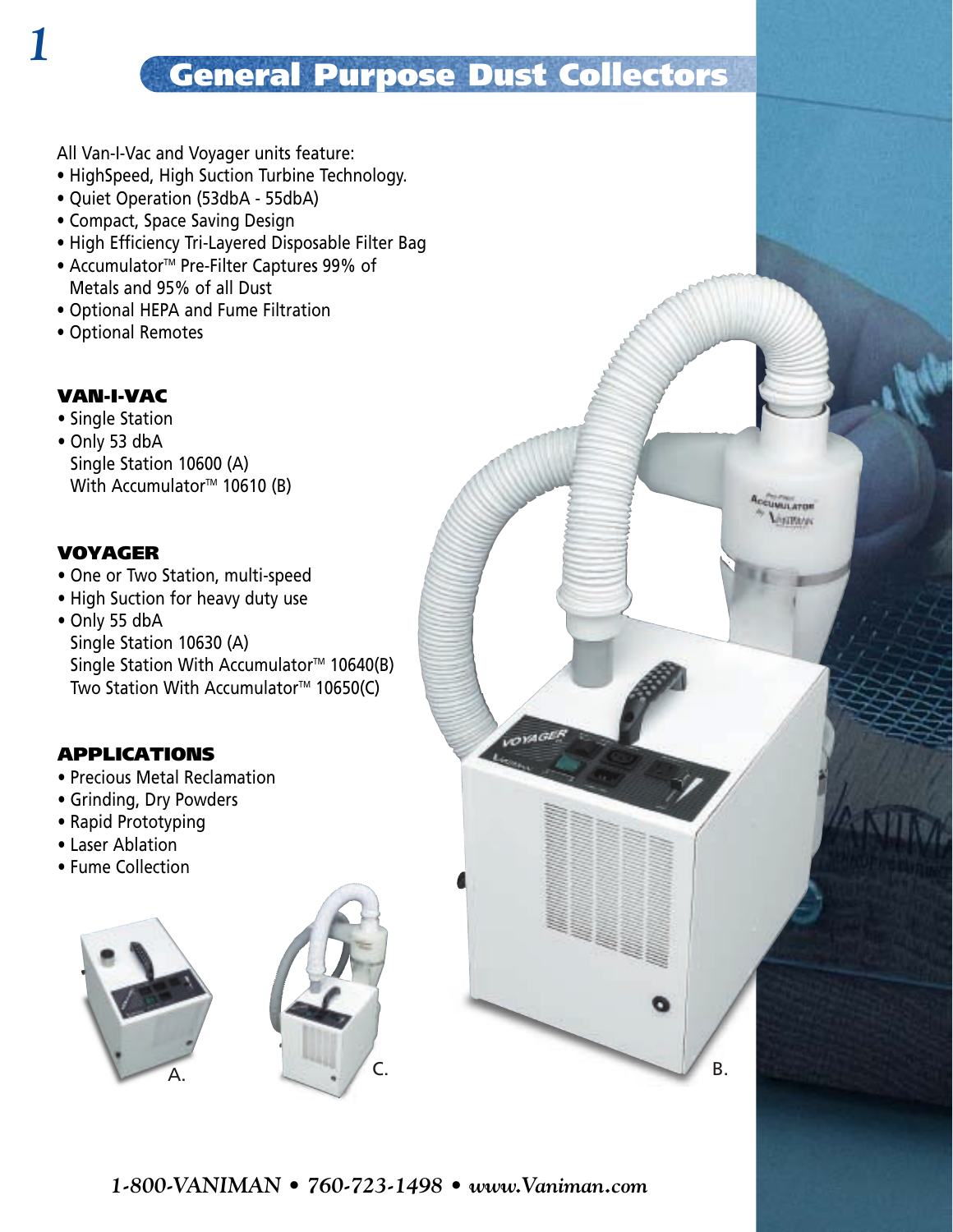# General Purpose Dust Collectors

All Van-I-Vac and Voyager units feature:

- HighSpeed, High Suction Turbine Technology.
- Quiet Operation (53dbA - 55dbA)
- Compact, Space Saving Design
- High Efficiency Tri-Layered Disposable Filter Bag
- Accumulator™ Pre-Filter Captures 99% of Metals and 95% of all Dust
- Optional HEPA and Fume Filtration
- Optional Remotes

### VAN-I-VAC

- Single Station
- Only 53 dbA
  Single Station 10600 (A)
  With Accumulator™ 10610 (B)

### VOYAGER

- One or Two Station, multi-speed
- High Suction for heavy duty use
- Only 55 dbA
  Single Station 10630 (A)
  Single Station With Accumulator™ 10640(B)
  Two Station With Accumulator™ 10650(C)

### APPLICATIONS

- Precious Metal Reclamation
- Grinding, Dry Powders
- Rapid Prototyping
- Laser Ablation
- Fume Collection

A.

C.

B.

*1-800-VANIMAN • 760-723-1498 • www.Vaniman.com*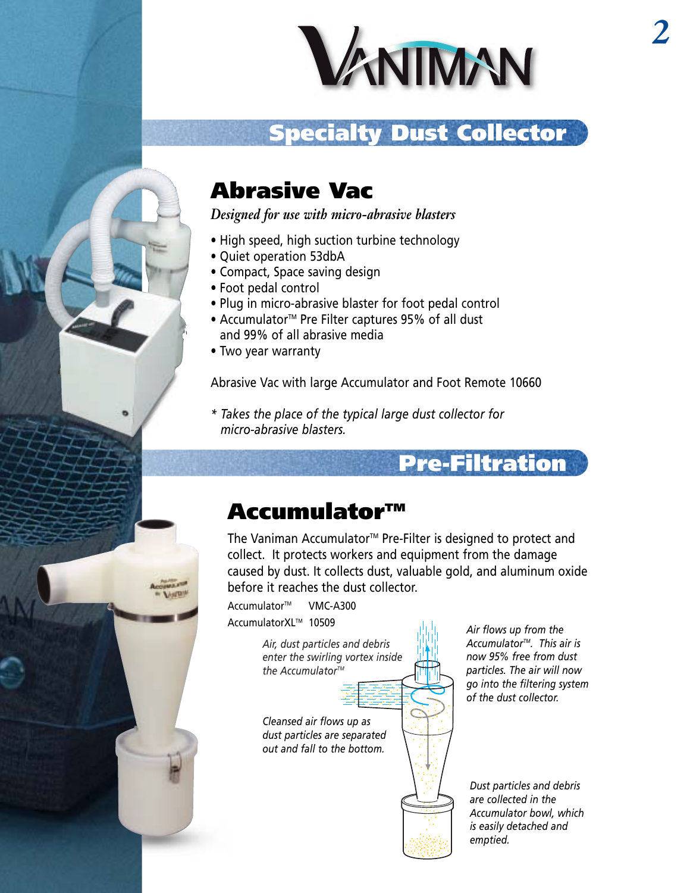VANIMAN

## Specialty Dust Collector

# Abrasive Vac

*Designed for use with micro-abrasive blasters*

- High speed, high suction turbine technology
- Quiet operation 53dbA
- Compact, Space saving design
- Foot pedal control
- Plug in micro-abrasive blaster for foot pedal control
- Accumulator™ Pre Filter captures 95% of all dust and 99% of all abrasive media
- Two year warranty

Abrasive Vac with large Accumulator and Foot Remote 10660

*\* Takes the place of the typical large dust collector for micro-abrasive blasters.*

## Pre-Filtration

# Accumulator™

The Vaniman Accumulator™ Pre-Filter is designed to protect and collect. It protects workers and equipment from the damage caused by dust. It collects dust, valuable gold, and aluminum oxide before it reaches the dust collector.

Accumulator™ VMC-A300
AccumulatorXL™ 10509

*Air, dust particles and debris enter the swirling vortex inside the Accumulator™*

*Cleansed air flows up as dust particles are separated out and fall to the bottom.*

*Air flows up from the Accumulator™. This air is now 95% free from dust particles. The air will now go into the filtering system of the dust collector.*

*Dust particles and debris are collected in the Accumulator bowl, which is easily detached and emptied.*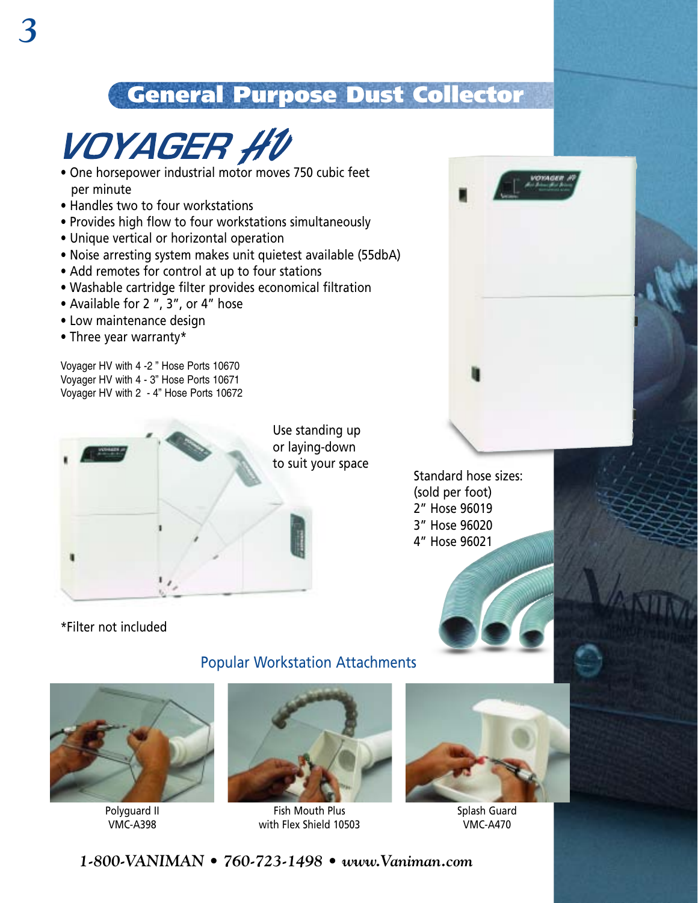# General Purpose Dust Collector

## VOYAGER HV

- One horsepower industrial motor moves 750 cubic feet per minute
- Handles two to four workstations
- Provides high flow to four workstations simultaneously
- Unique vertical or horizontal operation
- Noise arresting system makes unit quietest available (55dbA)
- Add remotes for control at up to four stations
- Washable cartridge filter provides economical filtration
- Available for 2 ", 3", or 4" hose
- Low maintenance design
- Three year warranty*

Voyager HV with 4 -2 " Hose Ports 10670
Voyager HV with 4 - 3" Hose Ports 10671
Voyager HV with 2 - 4" Hose Ports 10672

Use standing up or laying-down to suit your space

Standard hose sizes:
(sold per foot)
2" Hose 96019
3" Hose 96020
4" Hose 96021

*Filter not included

### Popular Workstation Attachments

Polyguard II
VMC-A398

Fish Mouth Plus
with Flex Shield 10503

Splash Guard
VMC-A470

***1-800-VANIMAN • 760-723-1498 • www.Vaniman.com***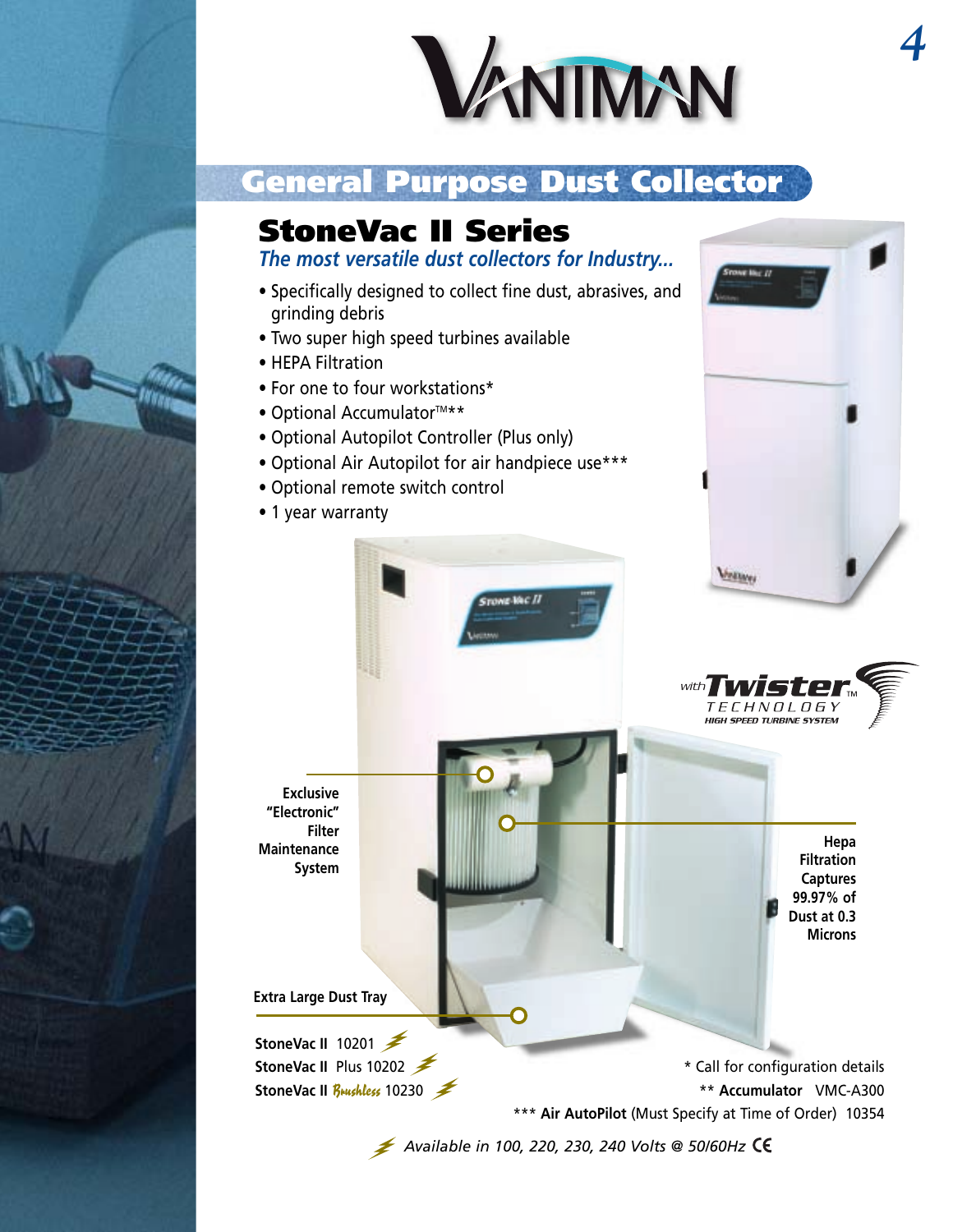VANIMAN

## General Purpose Dust Collector

# StoneVac II Series

*The most versatile dust collectors for Industry...*

- Specifically designed to collect fine dust, abrasives, and grinding debris
- Two super high speed turbines available
- HEPA Filtration
- For one to four workstations*
- Optional Accumulator™**
- Optional Autopilot Controller (Plus only)
- Optional Air Autopilot for air handpiece use***
- Optional remote switch control
- 1 year warranty

*with* **Twister™** TECHNOLOGY *HIGH SPEED TURBINE SYSTEM*

**Exclusive "Electronic" Filter Maintenance System**

**Hepa Filtration Captures 99.97% of Dust at 0.3 Microns**

**Extra Large Dust Tray**

**StoneVac II** 10201
**StoneVac II** Plus 10202
**StoneVac II** *Brushless* 10230

\* Call for configuration details
\*\* **Accumulator** VMC-A300
\*\*\* **Air AutoPilot** (Must Specify at Time of Order) 10354

*Available in 100, 220, 230, 240 Volts @ 50/60Hz* CE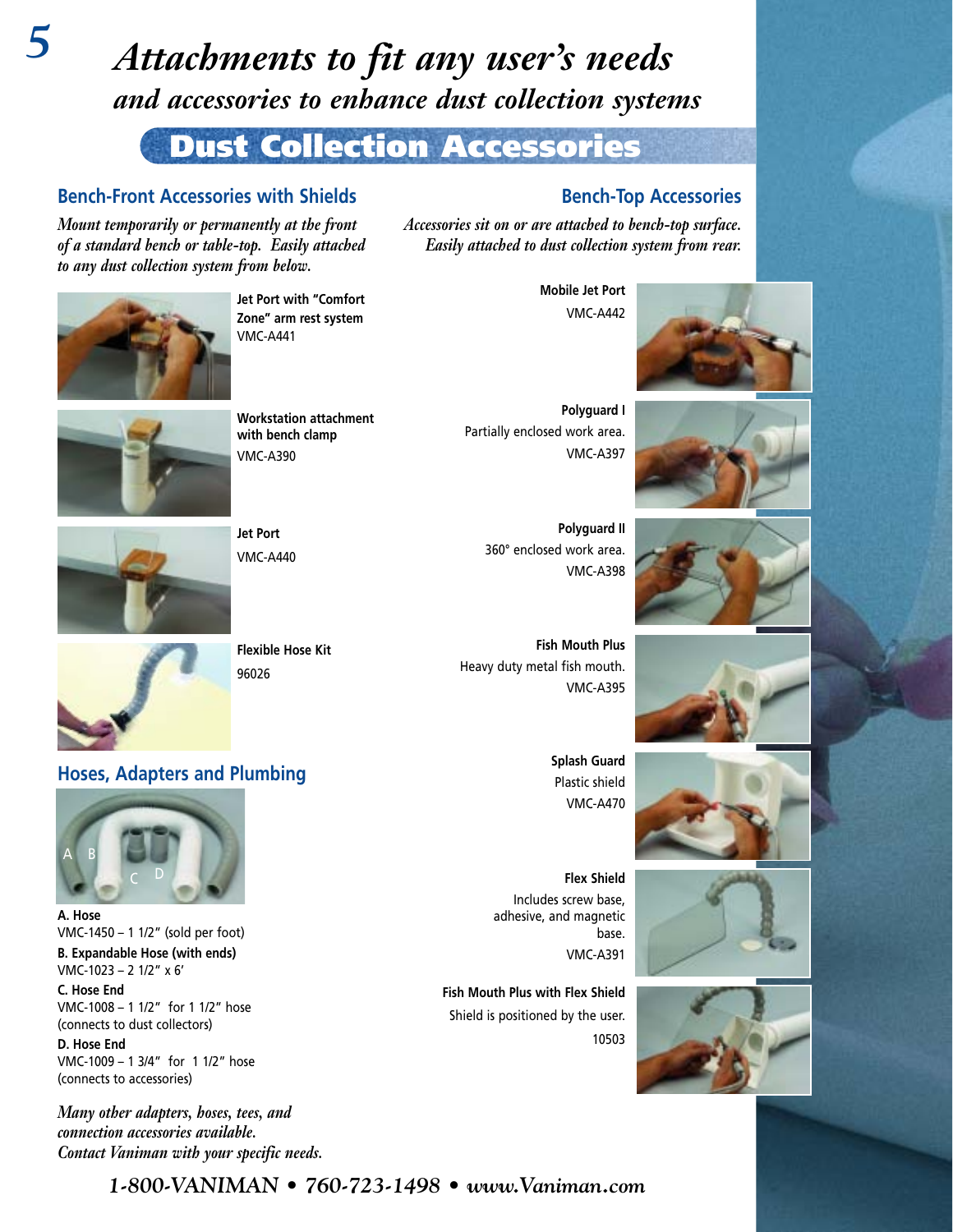# *Attachments to fit any user's needs*

## *and accessories to enhance dust collection systems*

## Dust Collection Accessories

### Bench-Front Accessories with Shields

*Mount temporarily or permanently at the front of a standard bench or table-top. Easily attached to any dust collection system from below.*

**Jet Port with "Comfort Zone" arm rest system**
VMC-A441

**Workstation attachment with bench clamp**
VMC-A390

**Jet Port**
VMC-A440

**Flexible Hose Kit**
96026

### Hoses, Adapters and Plumbing

A B C D

**A. Hose**
VMC-1450 – 1 1/2" (sold per foot)

**B. Expandable Hose (with ends)**
VMC-1023 – 2 1/2" x 6'

**C. Hose End**
VMC-1008 – 1 1/2" for 1 1/2" hose
(connects to dust collectors)

**D. Hose End**
VMC-1009 – 1 3/4" for 1 1/2" hose
(connects to accessories)

*Many other adapters, hoses, tees, and connection accessories available.*
*Contact Vaniman with your specific needs.*

### Bench-Top Accessories

*Accessories sit on or are attached to bench-top surface. Easily attached to dust collection system from rear.*

**Mobile Jet Port**
VMC-A442

**Polyguard I**
Partially enclosed work area.
VMC-A397

**Polyguard II**
360° enclosed work area.
VMC-A398

**Fish Mouth Plus**
Heavy duty metal fish mouth.
VMC-A395

**Splash Guard**
Plastic shield
VMC-A470

**Flex Shield**
Includes screw base, adhesive, and magnetic base.
VMC-A391

**Fish Mouth Plus with Flex Shield**
Shield is positioned by the user.
10503

*1-800-VANIMAN • 760-723-1498 • www.Vaniman.com*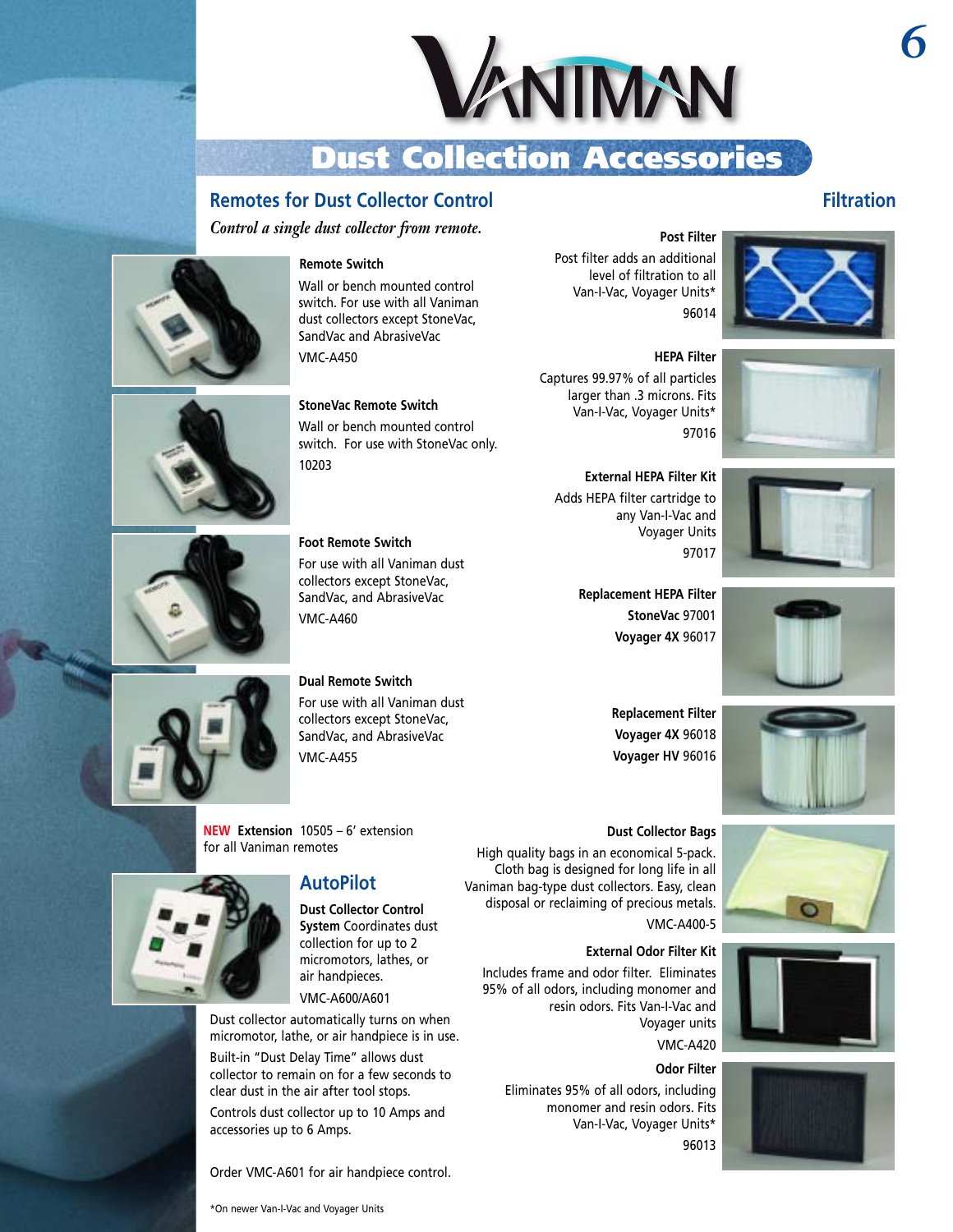# Vaniman

## Dust Collection Accessories

### Remotes for Dust Collector Control

*Control a single dust collector from remote.*

**Remote Switch**
Wall or bench mounted control switch. For use with all Vaniman dust collectors except StoneVac, SandVac and AbrasiveVac
VMC-A450

**StoneVac Remote Switch**
Wall or bench mounted control switch. For use with StoneVac only.
10203

**Foot Remote Switch**
For use with all Vaniman dust collectors except StoneVac, SandVac, and AbrasiveVac
VMC-A460

**Dual Remote Switch**
For use with all Vaniman dust collectors except StoneVac, SandVac, and AbrasiveVac
VMC-A455

**NEW Extension** 10505 – 6' extension for all Vaniman remotes

### AutoPilot

**Dust Collector Control System** Coordinates dust collection for up to 2 micromotors, lathes, or air handpieces.
VMC-A600/A601

Dust collector automatically turns on when micromotor, lathe, or air handpiece is in use.

Built-in "Dust Delay Time" allows dust collector to remain on for a few seconds to clear dust in the air after tool stops.

Controls dust collector up to 10 Amps and accessories up to 6 Amps.

Order VMC-A601 for air handpiece control.

### Filtration

**Post Filter**
Post filter adds an additional level of filtration to all Van-I-Vac, Voyager Units*
96014

**HEPA Filter**
Captures 99.97% of all particles larger than .3 microns. Fits Van-I-Vac, Voyager Units*
97016

**External HEPA Filter Kit**
Adds HEPA filter cartridge to any Van-I-Vac and Voyager Units
97017

**Replacement HEPA Filter**
**StoneVac** 97001
**Voyager 4X** 96017

**Replacement Filter**
**Voyager 4X** 96018
**Voyager HV** 96016

**Dust Collector Bags**
High quality bags in an economical 5-pack. Cloth bag is designed for long life in all Vaniman bag-type dust collectors. Easy, clean disposal or reclaiming of precious metals.
VMC-A400-5

**External Odor Filter Kit**
Includes frame and odor filter. Eliminates 95% of all odors, including monomer and resin odors. Fits Van-I-Vac and Voyager units
VMC-A420

**Odor Filter**
Eliminates 95% of all odors, including monomer and resin odors. Fits Van-I-Vac, Voyager Units*
96013

*On newer Van-I-Vac and Voyager Units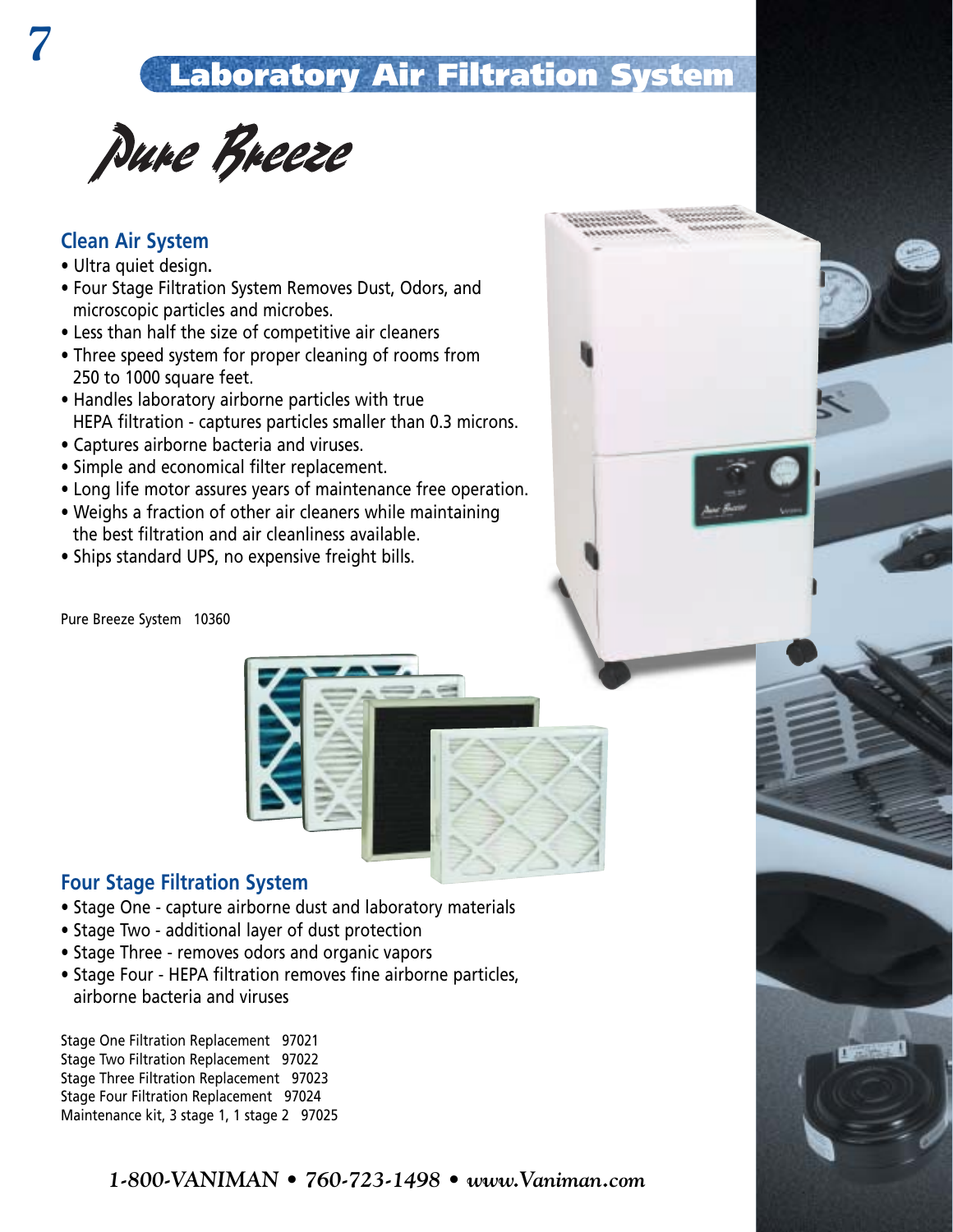# Laboratory Air Filtration System

## Pure Breeze

### Clean Air System

- Ultra quiet design.
- Four Stage Filtration System Removes Dust, Odors, and microscopic particles and microbes.
- Less than half the size of competitive air cleaners
- Three speed system for proper cleaning of rooms from 250 to 1000 square feet.
- Handles laboratory airborne particles with true HEPA filtration - captures particles smaller than 0.3 microns.
- Captures airborne bacteria and viruses.
- Simple and economical filter replacement.
- Long life motor assures years of maintenance free operation.
- Weighs a fraction of other air cleaners while maintaining the best filtration and air cleanliness available.
- Ships standard UPS, no expensive freight bills.

Pure Breeze System 10360

### Four Stage Filtration System

- Stage One - capture airborne dust and laboratory materials
- Stage Two - additional layer of dust protection
- Stage Three - removes odors and organic vapors
- Stage Four - HEPA filtration removes fine airborne particles, airborne bacteria and viruses

Stage One Filtration Replacement 97021
Stage Two Filtration Replacement 97022
Stage Three Filtration Replacement 97023
Stage Four Filtration Replacement 97024
Maintenance kit, 3 stage 1, 1 stage 2 97025

*1-800-VANIMAN • 760-723-1498 • www.Vaniman.com*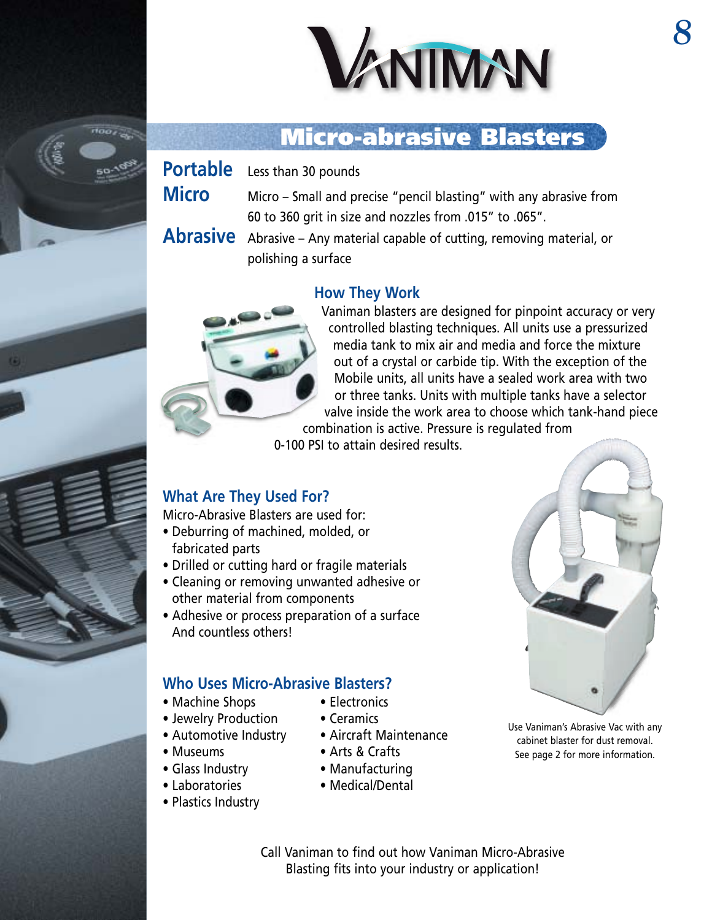# Micro-abrasive Blasters

**Portable** Less than 30 pounds

**Micro** Micro – Small and precise "pencil blasting" with any abrasive from 60 to 360 grit in size and nozzles from .015" to .065".

**Abrasive** Abrasive – Any material capable of cutting, removing material, or polishing a surface

## How They Work

Vaniman blasters are designed for pinpoint accuracy or very controlled blasting techniques. All units use a pressurized media tank to mix air and media and force the mixture out of a crystal or carbide tip. With the exception of the Mobile units, all units have a sealed work area with two or three tanks. Units with multiple tanks have a selector valve inside the work area to choose which tank-hand piece combination is active. Pressure is regulated from 0-100 PSI to attain desired results.

## What Are They Used For?

Micro-Abrasive Blasters are used for:

- Deburring of machined, molded, or fabricated parts
- Drilled or cutting hard or fragile materials
- Cleaning or removing unwanted adhesive or other material from components
- Adhesive or process preparation of a surface

And countless others!

## Who Uses Micro-Abrasive Blasters?

- Machine Shops
- Jewelry Production
- Automotive Industry
- Museums
- Glass Industry
- Laboratories
- Plastics Industry
- Electronics
- Ceramics
- Aircraft Maintenance
- Arts & Crafts
- Manufacturing
- Medical/Dental

Use Vaniman's Abrasive Vac with any cabinet blaster for dust removal. See page 2 for more information.

Call Vaniman to find out how Vaniman Micro-Abrasive Blasting fits into your industry or application!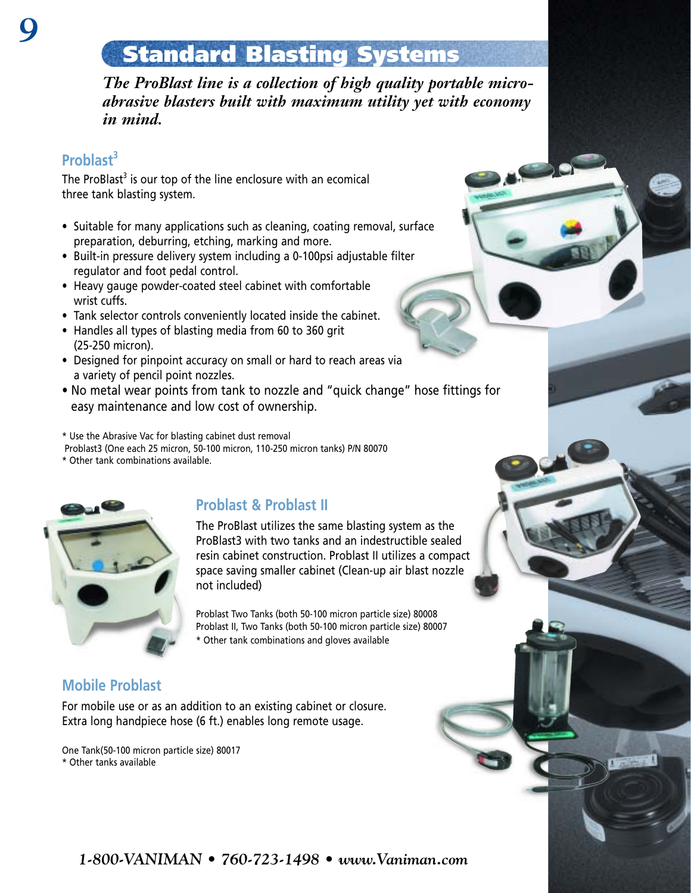# Standard Blasting Systems

***The ProBlast line is a collection of high quality portable micro-abrasive blasters built with maximum utility yet with economy in mind.***

## Problast[3]

The ProBlast[3] is our top of the line enclosure with an ecomical three tank blasting system.

- Suitable for many applications such as cleaning, coating removal, surface preparation, deburring, etching, marking and more.
- Built-in pressure delivery system including a 0-100psi adjustable filter regulator and foot pedal control.
- Heavy gauge powder-coated steel cabinet with comfortable wrist cuffs.
- Tank selector controls conveniently located inside the cabinet.
- Handles all types of blasting media from 60 to 360 grit (25-250 micron).
- Designed for pinpoint accuracy on small or hard to reach areas via a variety of pencil point nozzles.
- No metal wear points from tank to nozzle and "quick change" hose fittings for easy maintenance and low cost of ownership.

\* Use the Abrasive Vac for blasting cabinet dust removal
Problast3 (One each 25 micron, 50-100 micron, 110-250 micron tanks) P/N 80070
\* Other tank combinations available.

## Problast & Problast II

The ProBlast utilizes the same blasting system as the ProBlast3 with two tanks and an indestructible sealed resin cabinet construction. Problast II utilizes a compact space saving smaller cabinet (Clean-up air blast nozzle not included)

Problast Two Tanks (both 50-100 micron particle size) 80008
Problast II, Two Tanks (both 50-100 micron particle size) 80007
\* Other tank combinations and gloves available

## Mobile Problast

For mobile use or as an addition to an existing cabinet or closure. Extra long handpiece hose (6 ft.) enables long remote usage.

One Tank(50-100 micron particle size) 80017
\* Other tanks available

1-800-VANIMAN • 760-723-1498 • www.Vaniman.com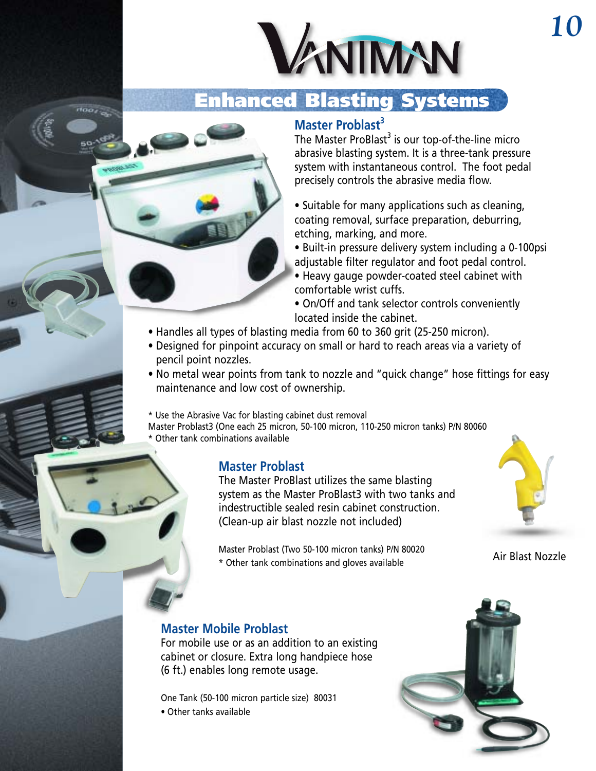# VANIMAN

## Enhanced Blasting Systems

### Master Problast[3]

The Master ProBlast[3] is our top-of-the-line micro abrasive blasting system. It is a three-tank pressure system with instantaneous control. The foot pedal precisely controls the abrasive media flow.

- Suitable for many applications such as cleaning, coating removal, surface preparation, deburring, etching, marking, and more.
- Built-in pressure delivery system including a 0-100psi adjustable filter regulator and foot pedal control.
- Heavy gauge powder-coated steel cabinet with comfortable wrist cuffs.
- On/Off and tank selector controls conveniently located inside the cabinet.
- Handles all types of blasting media from 60 to 360 grit (25-250 micron).
- Designed for pinpoint accuracy on small or hard to reach areas via a variety of pencil point nozzles.
- No metal wear points from tank to nozzle and "quick change" hose fittings for easy maintenance and low cost of ownership.

\* Use the Abrasive Vac for blasting cabinet dust removal
Master Problast3 (One each 25 micron, 50-100 micron, 110-250 micron tanks) P/N 80060
\* Other tank combinations available

### Master Problast

The Master ProBlast utilizes the same blasting system as the Master ProBlast3 with two tanks and indestructible sealed resin cabinet construction. (Clean-up air blast nozzle not included)

Master Problast (Two 50-100 micron tanks) P/N 80020
\* Other tank combinations and gloves available

Air Blast Nozzle

### Master Mobile Problast

For mobile use or as an addition to an existing cabinet or closure. Extra long handpiece hose (6 ft.) enables long remote usage.

One Tank (50-100 micron particle size) 80031
- Other tanks available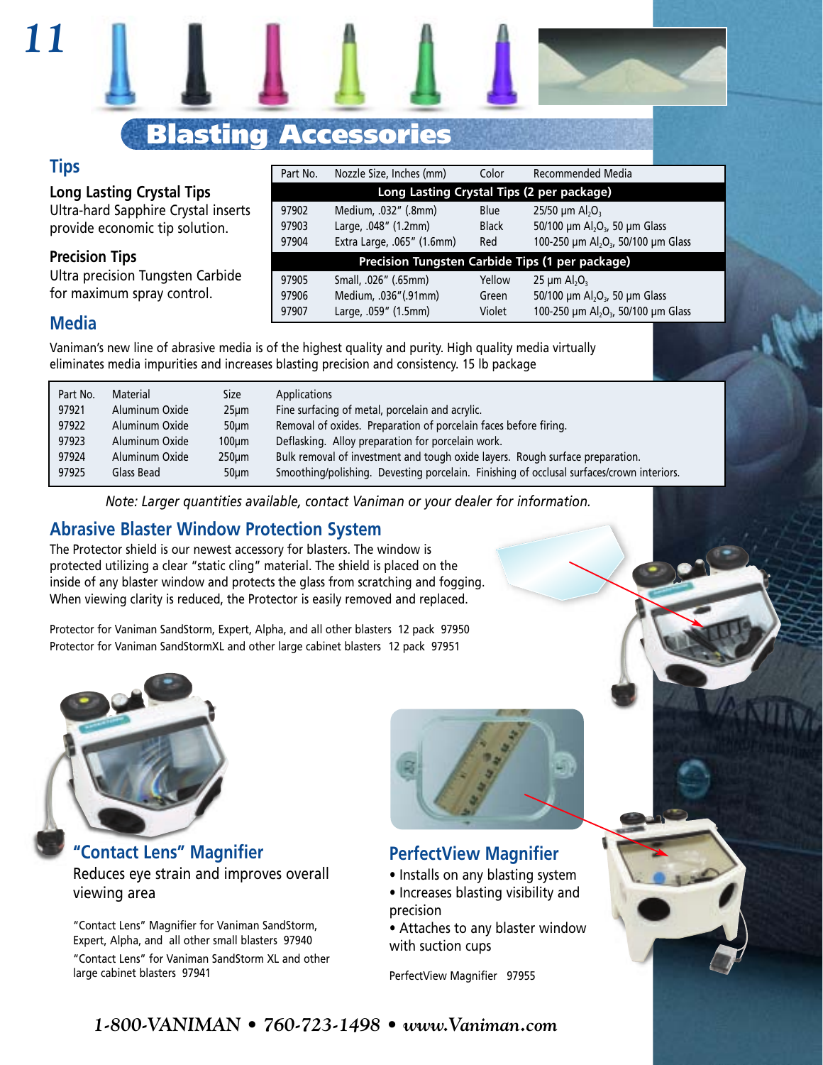# Blasting Accessories

## Tips

**Long Lasting Crystal Tips**
Ultra-hard Sapphire Crystal inserts provide economic tip solution.

**Precision Tips**
Ultra precision Tungsten Carbide for maximum spray control.

| Part No. | Nozzle Size, Inches (mm) | Color | Recommended Media |
|---|---|---|---|
| **Long Lasting Crystal Tips (2 per package)** | | | |
| 97902 | Medium, .032" (.8mm) | Blue | 25/50 µm $Al_2O_3$ |
| 97903 | Large, .048" (1.2mm) | Black | 50/100 µm $Al_2O_3$, 50 µm Glass |
| 97904 | Extra Large, .065" (1.6mm) | Red | 100-250 µm $Al_2O_3$, 50/100 µm Glass |
| **Precision Tungsten Carbide Tips (1 per package)** | | | |
| 97905 | Small, .026" (.65mm) | Yellow | 25 µm $Al_2O_3$ |
| 97906 | Medium, .036"(.91mm) | Green | 50/100 µm $Al_2O_3$, 50 µm Glass |
| 97907 | Large, .059" (1.5mm) | Violet | 100-250 µm $Al_2O_3$, 50/100 µm Glass |

## Media

Vaniman's new line of abrasive media is of the highest quality and purity. High quality media virtually eliminates media impurities and increases blasting precision and consistency. 15 lb package

| Part No. | Material | Size | Applications |
|---|---|---|---|
| 97921 | Aluminum Oxide | 25µm | Fine surfacing of metal, porcelain and acrylic. |
| 97922 | Aluminum Oxide | 50µm | Removal of oxides. Preparation of porcelain faces before firing. |
| 97923 | Aluminum Oxide | 100µm | Deflasking. Alloy preparation for porcelain work. |
| 97924 | Aluminum Oxide | 250µm | Bulk removal of investment and tough oxide layers. Rough surface preparation. |
| 97925 | Glass Bead | 50µm | Smoothing/polishing. Devesting porcelain. Finishing of occlusal surfaces/crown interiors. |

*Note: Larger quantities available, contact Vaniman or your dealer for information.*

## Abrasive Blaster Window Protection System

The Protector shield is our newest accessory for blasters. The window is protected utilizing a clear "static cling" material. The shield is placed on the inside of any blaster window and protects the glass from scratching and fogging. When viewing clarity is reduced, the Protector is easily removed and replaced.

Protector for Vaniman SandStorm, Expert, Alpha, and all other blasters 12 pack 97950
Protector for Vaniman SandStormXL and other large cabinet blasters 12 pack 97951

## "Contact Lens" Magnifier

Reduces eye strain and improves overall viewing area

"Contact Lens" Magnifier for Vaniman SandStorm, Expert, Alpha, and all other small blasters 97940
"Contact Lens" for Vaniman SandStorm XL and other large cabinet blasters 97941

## PerfectView Magnifier

- Installs on any blasting system
- Increases blasting visibility and precision
- Attaches to any blaster window with suction cups

PerfectView Magnifier 97955

*1-800-VANIMAN • 760-723-1498 • www.Vaniman.com*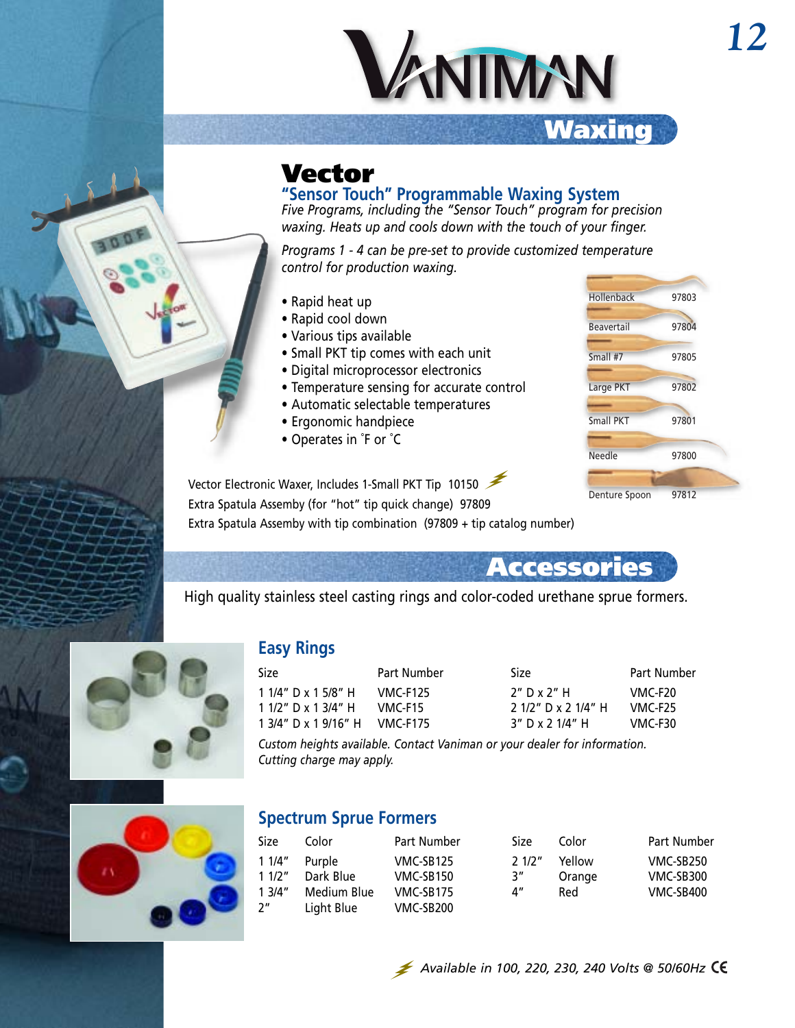# VANIMAN

## Waxing

### Vector

**"Sensor Touch" Programmable Waxing System**

*Five Programs, including the "Sensor Touch" program for precision waxing. Heats up and cools down with the touch of your finger.*

*Programs 1 - 4 can be pre-set to provide customized temperature control for production waxing.*

- Rapid heat up
- Rapid cool down
- Various tips available
- Small PKT tip comes with each unit
- Digital microprocessor electronics
- Temperature sensing for accurate control
- Automatic selectable temperatures
- Ergonomic handpiece
- Operates in °F or °C

| Tip | Number |
|---|---|
| Hollenback | 97803 |
| Beavertail | 97804 |
| Small #7 | 97805 |
| Large PKT | 97802 |
| Small PKT | 97801 |
| Needle | 97800 |
| Denture Spoon | 97812 |

Vector Electronic Waxer, Includes 1-Small PKT Tip 10150

Extra Spatula Assemby (for "hot" tip quick change) 97809

Extra Spatula Assemby with tip combination (97809 + tip catalog number)

## Accessories

High quality stainless steel casting rings and color-coded urethane sprue formers.

### Easy Rings

| Size | Part Number | Size | Part Number |
|---|---|---|---|
| 1 1/4" D x 1 5/8" H | VMC-F125 | 2" D x 2" H | VMC-F20 |
| 1 1/2" D x 1 3/4" H | VMC-F15 | 2 1/2" D x 2 1/4" H | VMC-F25 |
| 1 3/4" D x 1 9/16" H | VMC-F175 | 3" D x 2 1/4" H | VMC-F30 |

*Custom heights available. Contact Vaniman or your dealer for information. Cutting charge may apply.*

### Spectrum Sprue Formers

| Size | Color | Part Number | Size | Color | Part Number |
|---|---|---|---|---|---|
| 1 1/4" | Purple | VMC-SB125 | 2 1/2" | Yellow | VMC-SB250 |
| 1 1/2" | Dark Blue | VMC-SB150 | 3" | Orange | VMC-SB300 |
| 1 3/4" | Medium Blue | VMC-SB175 | 4" | Red | VMC-SB400 |
| 2" | Light Blue | VMC-SB200 | | | |

*Available in 100, 220, 230, 240 Volts @ 50/60Hz* CE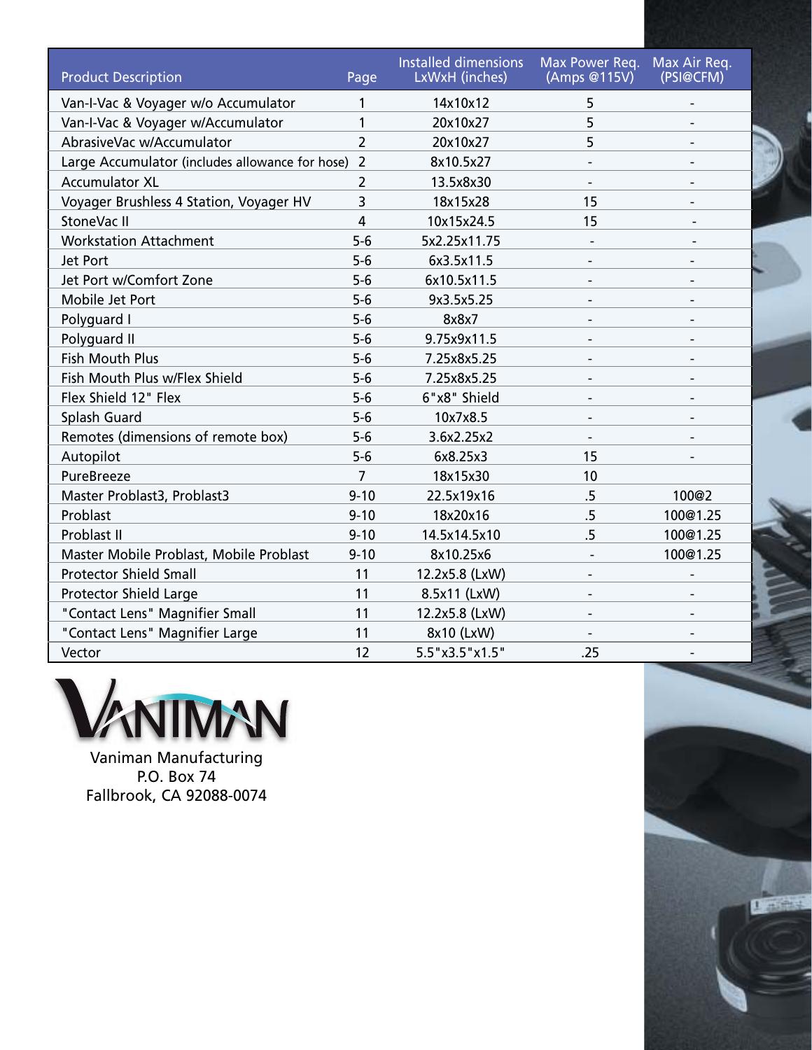| Product Description | Page | Installed dimensions LxWxH (inches) | Max Power Req. (Amps @115V) | Max Air Req. (PSI@CFM) |
|---|---|---|---|---|
| Van-I-Vac & Voyager w/o Accumulator | 1 | 14x10x12 | 5 | - |
| Van-I-Vac & Voyager w/Accumulator | 1 | 20x10x27 | 5 | - |
| AbrasiveVac w/Accumulator | 2 | 20x10x27 | 5 | - |
| Large Accumulator (includes allowance for hose) | 2 | 8x10.5x27 | - | - |
| Accumulator XL | 2 | 13.5x8x30 | - | - |
| Voyager Brushless 4 Station, Voyager HV | 3 | 18x15x28 | 15 | - |
| StoneVac II | 4 | 10x15x24.5 | 15 | - |
| Workstation Attachment | 5-6 | 5x2.25x11.75 | - | - |
| Jet Port | 5-6 | 6x3.5x11.5 | - | - |
| Jet Port w/Comfort Zone | 5-6 | 6x10.5x11.5 | - | - |
| Mobile Jet Port | 5-6 | 9x3.5x5.25 | - | - |
| Polyguard I | 5-6 | 8x8x7 | - | - |
| Polyguard II | 5-6 | 9.75x9x11.5 | - | - |
| Fish Mouth Plus | 5-6 | 7.25x8x5.25 | - | - |
| Fish Mouth Plus w/Flex Shield | 5-6 | 7.25x8x5.25 | - | - |
| Flex Shield 12" Flex | 5-6 | 6"x8" Shield | - | - |
| Splash Guard | 5-6 | 10x7x8.5 | - | - |
| Remotes (dimensions of remote box) | 5-6 | 3.6x2.25x2 | - | - |
| Autopilot | 5-6 | 6x8.25x3 | 15 | - |
| PureBreeze | 7 | 18x15x30 | 10 | |
| Master Problast3, Problast3 | 9-10 | 22.5x19x16 | .5 | 100@2 |
| Problast | 9-10 | 18x20x16 | .5 | 100@1.25 |
| Problast II | 9-10 | 14.5x14.5x10 | .5 | 100@1.25 |
| Master Mobile Problast, Mobile Problast | 9-10 | 8x10.25x6 | - | 100@1.25 |
| Protector Shield Small | 11 | 12.2x5.8 (LxW) | - | - |
| Protector Shield Large | 11 | 8.5x11 (LxW) | - | - |
| "Contact Lens" Magnifier Small | 11 | 12.2x5.8 (LxW) | - | - |
| "Contact Lens" Magnifier Large | 11 | 8x10 (LxW) | - | - |
| Vector | 12 | 5.5"x3.5"x1.5" | .25 | - |

VANIMAN

Vaniman Manufacturing
P.O. Box 74
Fallbrook, CA 92088-0074